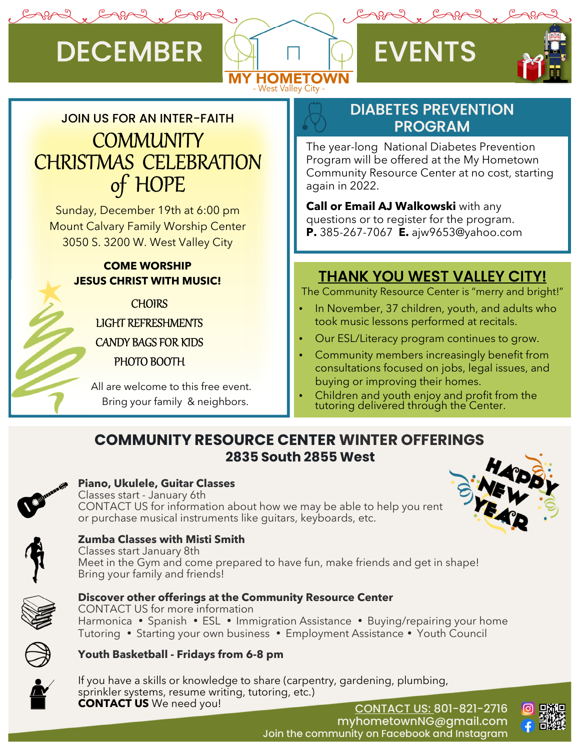# DECEMBER EVENTS

MY HOMETOWN
- West Valley City -

JOIN US FOR AN INTER-FAITH

## COMMUNITY CHRISTMAS CELEBRATION of HOPE

Sunday, December 19th at 6:00 pm
Mount Calvary Family Worship Center
3050 S. 3200 W. West Valley City

**COME WORSHIP JESUS CHRIST WITH MUSIC!**

CHOIRS
LIGHT REFRESHMENTS
CANDY BAGS FOR KIDS
PHOTO BOOTH

All are welcome to this free event.
Bring your family & neighbors.

## DIABETES PREVENTION PROGRAM

The year-long National Diabetes Prevention Program will be offered at the My Hometown Community Resource Center at no cost, starting again in 2022.

**Call or Email AJ Walkowski** with any questions or to register for the program.
**P.** 385-267-7067 **E.** ajw9653@yahoo.com

## THANK YOU WEST VALLEY CITY!

The Community Resource Center is "merry and bright!"

- In November, 37 children, youth, and adults who took music lessons performed at recitals.
- Our ESL/Literacy program continues to grow.
- Community members increasingly benefit from consultations focused on jobs, legal issues, and buying or improving their homes.
- Children and youth enjoy and profit from the tutoring delivered through the Center.

## COMMUNITY RESOURCE CENTER WINTER OFFERINGS

### 2835 South 2855 West

HAPPY NEW YEAR

**Piano, Ukulele, Guitar Classes**
Classes start - January 6th
CONTACT US for information about how we may be able to help you rent or purchase musical instruments like guitars, keyboards, etc.

**Zumba Classes with Misti Smith**
Classes start January 8th
Meet in the Gym and come prepared to have fun, make friends and get in shape!
Bring your family and friends!

**Discover other offerings at the Community Resource Center**
CONTACT US for more information
Harmonica • Spanish • ESL • Immigration Assistance • Buying/repairing your home
Tutoring • Starting your own business • Employment Assistance • Youth Council

**Youth Basketball - Fridays from 6-8 pm**

If you have a skills or knowledge to share (carpentry, gardening, plumbing, sprinkler systems, resume writing, tutoring, etc.)
**CONTACT US** We need you!

CONTACT US: 801-821-2716
myhometownNG@gmail.com
Join the community on Facebook and Instagram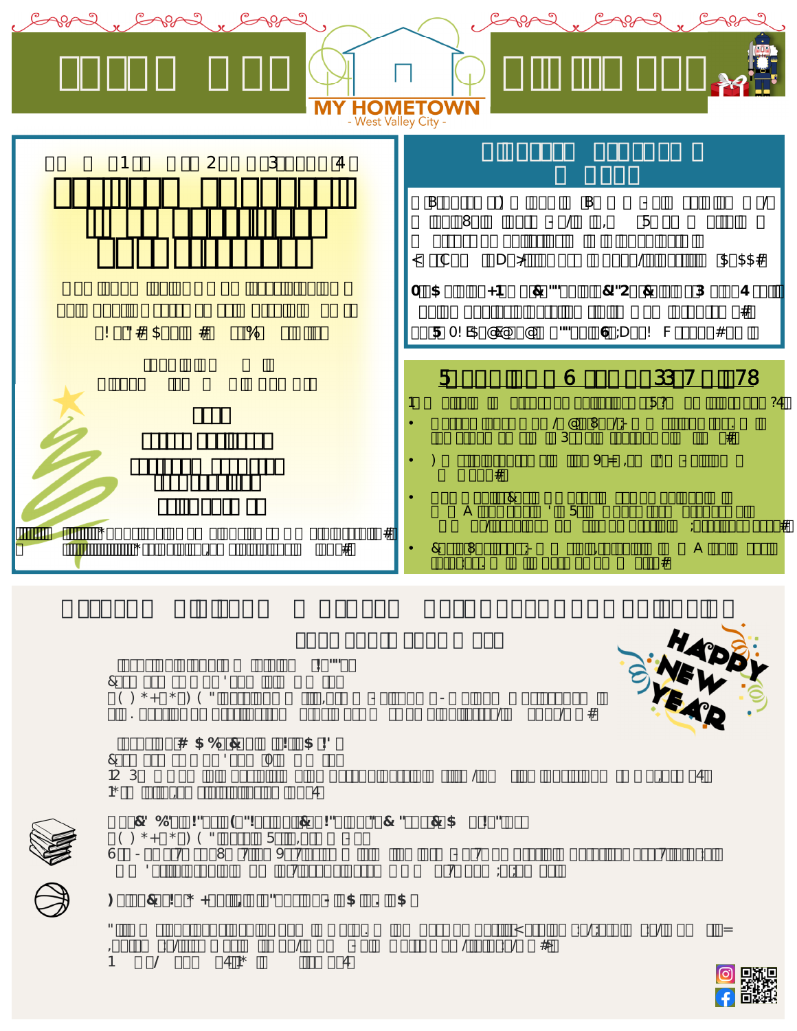MY HOMETOWN

- West Valley City -